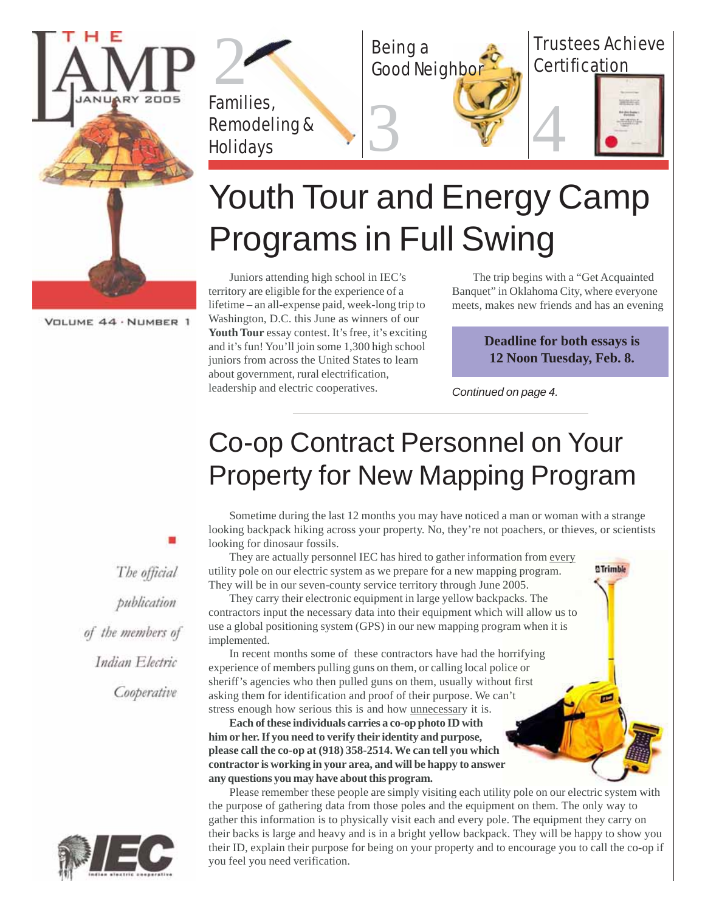# THE LAMP

JANUARY 2005

VOLUME 44 · NUMBER 1

2 Families, Remodeling & Holidays

3 Being a Good Neighbor

4 Trustees Achieve Certification

# Youth Tour and Energy Camp Programs in Full Swing

Juniors attending high school in IEC's territory are eligible for the experience of a lifetime – an all-expense paid, week-long trip to Washington, D.C. this June as winners of our **Youth Tour** essay contest. It's free, it's exciting and it's fun! You'll join some 1,300 high school juniors from across the United States to learn about government, rural electrification, leadership and electric cooperatives.

The trip begins with a "Get Acquainted Banquet" in Oklahoma City, where everyone meets, makes new friends and has an evening

**Deadline for both essays is 12 Noon Tuesday, Feb. 8.**

*Continued on page 4.*

# Co-op Contract Personnel on Your Property for New Mapping Program

Sometime during the last 12 months you may have noticed a man or woman with a strange looking backpack hiking across your property. No, they're not poachers, or thieves, or scientists looking for dinosaur fossils.

They are actually personnel IEC has hired to gather information from every utility pole on our electric system as we prepare for a new mapping program. They will be in our seven-county service territory through June 2005.

They carry their electronic equipment in large yellow backpacks. The contractors input the necessary data into their equipment which will allow us to use a global positioning system (GPS) in our new mapping program when it is implemented.

In recent months some of these contractors have had the horrifying experience of members pulling guns on them, or calling local police or sheriff's agencies who then pulled guns on them, usually without first asking them for identification and proof of their purpose. We can't stress enough how serious this is and how unnecessary it is.

**Each of these individuals carries a co-op photo ID with him or her. If you need to verify their identity and purpose, please call the co-op at (918) 358-2514. We can tell you which contractor is working in your area, and will be happy to answer any questions you may have about this program.**

Please remember these people are simply visiting each utility pole on our electric system with the purpose of gathering data from those poles and the equipment on them. The only way to gather this information is to physically visit each and every pole. The equipment they carry on their backs is large and heavy and is in a bright yellow backpack. They will be happy to show you their ID, explain their purpose for being on your property and to encourage you to call the co-op if you feel you need verification.

*The official publication of the members of Indian Electric Cooperative*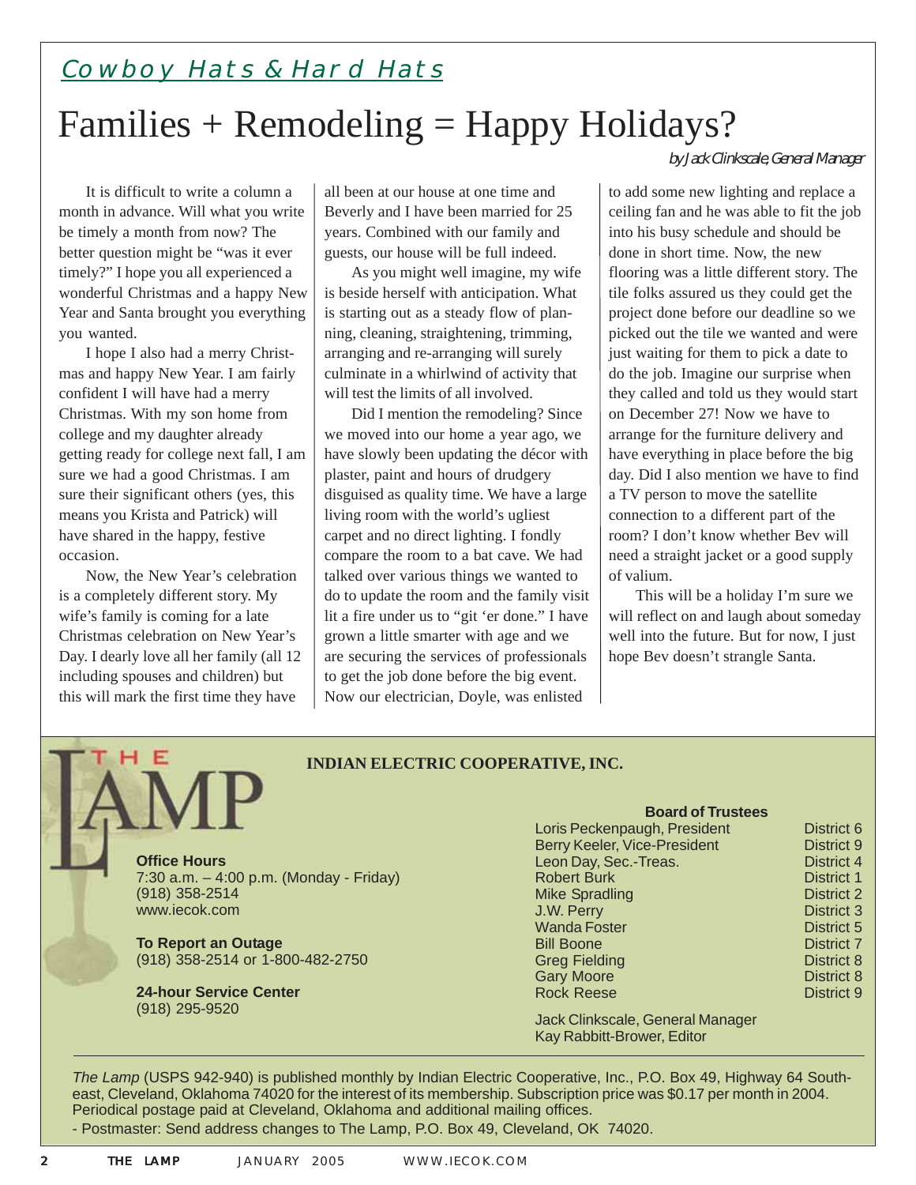*Cowboy Hats & Hard Hats*

# Families + Remodeling = Happy Holidays?

*by Jack Clinkscale, General Manager*

It is difficult to write a column a month in advance. Will what you write be timely a month from now? The better question might be "was it ever timely?" I hope you all experienced a wonderful Christmas and a happy New Year and Santa brought you everything you wanted.

I hope I also had a merry Christmas and happy New Year. I am fairly confident I will have had a merry Christmas. With my son home from college and my daughter already getting ready for college next fall, I am sure we had a good Christmas. I am sure their significant others (yes, this means you Krista and Patrick) will have shared in the happy, festive occasion.

Now, the New Year's celebration is a completely different story. My wife's family is coming for a late Christmas celebration on New Year's Day. I dearly love all her family (all 12 including spouses and children) but this will mark the first time they have all been at our house at one time and Beverly and I have been married for 25 years. Combined with our family and guests, our house will be full indeed.

As you might well imagine, my wife is beside herself with anticipation. What is starting out as a steady flow of planning, cleaning, straightening, trimming, arranging and re-arranging will surely culminate in a whirlwind of activity that will test the limits of all involved.

Did I mention the remodeling? Since we moved into our home a year ago, we have slowly been updating the décor with plaster, paint and hours of drudgery disguised as quality time. We have a large living room with the world's ugliest carpet and no direct lighting. I fondly compare the room to a bat cave. We had talked over various things we wanted to do to update the room and the family visit lit a fire under us to "git 'er done." I have grown a little smarter with age and we are securing the services of professionals to get the job done before the big event. Now our electrician, Doyle, was enlisted to add some new lighting and replace a ceiling fan and he was able to fit the job into his busy schedule and should be done in short time. Now, the new flooring was a little different story. The tile folks assured us they could get the project done before our deadline so we picked out the tile we wanted and were just waiting for them to pick a date to do the job. Imagine our surprise when they called and told us they would start on December 27! Now we have to arrange for the furniture delivery and have everything in place before the big day. Did I also mention we have to find a TV person to move the satellite connection to a different part of the room? I don't know whether Bev will need a straight jacket or a good supply of valium.

This will be a holiday I'm sure we will reflect on and laugh about someday well into the future. But for now, I just hope Bev doesn't strangle Santa.

---

# THE LAMP

**INDIAN ELECTRIC COOPERATIVE, INC.**

**Office Hours**
7:30 a.m. – 4:00 p.m. (Monday - Friday)
(918) 358-2514
www.iecok.com

**To Report an Outage**
(918) 358-2514 or 1-800-482-2750

**24-hour Service Center**
(918) 295-9520

**Board of Trustees**

| Name | District |
|---|---|
| Loris Peckenpaugh, President | District 6 |
| Berry Keeler, Vice-President | District 9 |
| Leon Day, Sec.-Treas. | District 4 |
| Robert Burk | District 1 |
| Mike Spradling | District 2 |
| J.W. Perry | District 3 |
| Wanda Foster | District 5 |
| Bill Boone | District 7 |
| Greg Fielding | District 8 |
| Gary Moore | District 8 |
| Rock Reese | District 9 |

Jack Clinkscale, General Manager
Kay Rabbitt-Brower, Editor

*The Lamp* (USPS 942-940) is published monthly by Indian Electric Cooperative, Inc., P.O. Box 49, Highway 64 Southeast, Cleveland, Oklahoma 74020 for the interest of its membership. Subscription price was $0.17 per month in 2004. Periodical postage paid at Cleveland, Oklahoma and additional mailing offices.
- Postmaster: Send address changes to The Lamp, P.O. Box 49, Cleveland, OK 74020.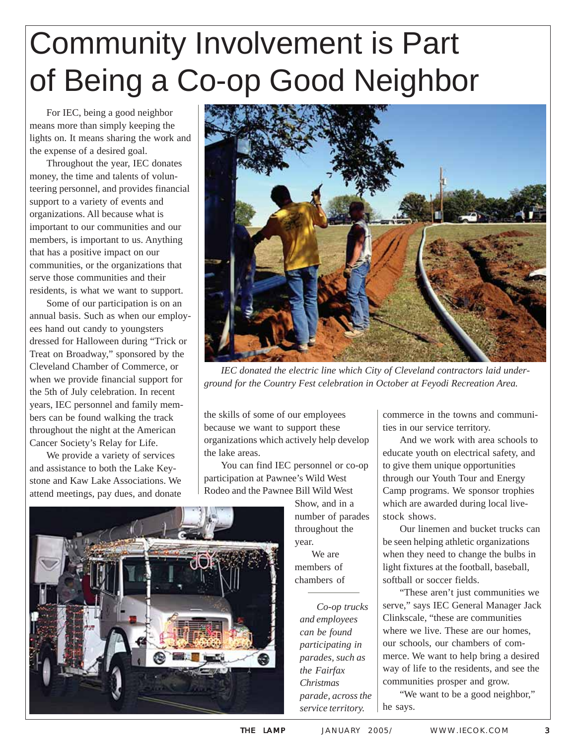# Community Involvement is Part of Being a Co-op Good Neighbor

For IEC, being a good neighbor means more than simply keeping the lights on. It means sharing the work and the expense of a desired goal.

Throughout the year, IEC donates money, the time and talents of volunteering personnel, and provides financial support to a variety of events and organizations. All because what is important to our communities and our members, is important to us. Anything that has a positive impact on our communities, or the organizations that serve those communities and their residents, is what we want to support.

Some of our participation is on an annual basis. Such as when our employees hand out candy to youngsters dressed for Halloween during "Trick or Treat on Broadway," sponsored by the Cleveland Chamber of Commerce, or when we provide financial support for the 5th of July celebration. In recent years, IEC personnel and family members can be found walking the track throughout the night at the American Cancer Society's Relay for Life.

We provide a variety of services and assistance to both the Lake Keystone and Kaw Lake Associations. We attend meetings, pay dues, and donate the skills of some of our employees because we want to support these organizations which actively help develop the lake areas.

You can find IEC personnel or co-op participation at Pawnee's Wild West Rodeo and the Pawnee Bill Wild West Show, and in a number of parades throughout the year.

We are members of chambers of commerce in the towns and communities in our service territory.

And we work with area schools to educate youth on electrical safety, and to give them unique opportunities through our Youth Tour and Energy Camp programs. We sponsor trophies which are awarded during local livestock shows.

Our linemen and bucket trucks can be seen helping athletic organizations when they need to change the bulbs in light fixtures at the football, baseball, softball or soccer fields.

"These aren't just communities we serve," says IEC General Manager Jack Clinkscale, "these are communities where we live. These are our homes, our schools, our chambers of commerce. We want to help bring a desired way of life to the residents, and see the communities prosper and grow.

"We want to be a good neighbor," he says.

*IEC donated the electric line which City of Cleveland contractors laid underground for the Country Fest celebration in October at Feyodi Recreation Area.*

*Co-op trucks and employees can be found participating in parades, such as the Fairfax Christmas parade, across the service territory.*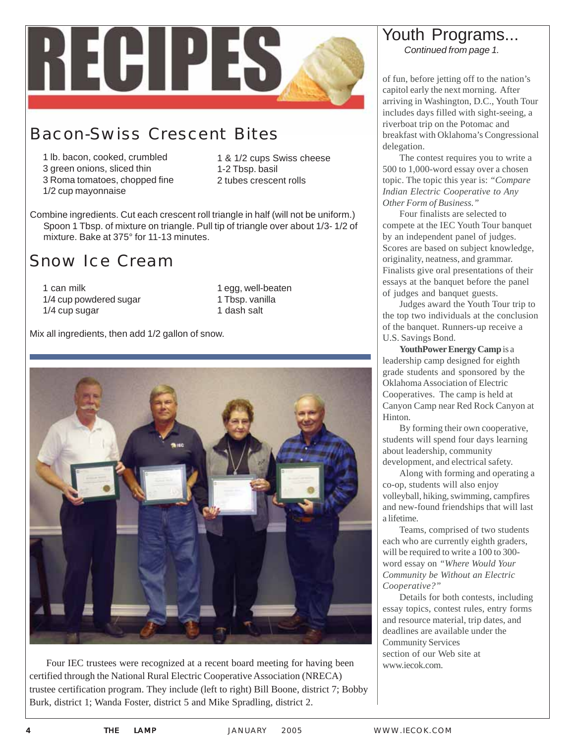# RECIPES

## Bacon-Swiss Crescent Bites

- 1 lb. bacon, cooked, crumbled
- 3 green onions, sliced thin
- 3 Roma tomatoes, chopped fine
- 1/2 cup mayonnaise
- 1 & 1/2 cups Swiss cheese
- 1-2 Tbsp. basil
- 2 tubes crescent rolls

Combine ingredients. Cut each crescent roll triangle in half (will not be uniform.) Spoon 1 Tbsp. of mixture on triangle. Pull tip of triangle over about 1/3- 1/2 of mixture. Bake at 375° for 11-13 minutes.

## Snow Ice Cream

- 1 can milk
- 1/4 cup powdered sugar
- 1/4 cup sugar
- 1 egg, well-beaten
- 1 Tbsp. vanilla
- 1 dash salt

Mix all ingredients, then add 1/2 gallon of snow.

Four IEC trustees were recognized at a recent board meeting for having been certified through the National Rural Electric Cooperative Association (NRECA) trustee certification program. They include (left to right) Bill Boone, district 7; Bobby Burk, district 1; Wanda Foster, district 5 and Mike Spradling, district 2.

## Youth Programs...

*Continued from page 1.*

of fun, before jetting off to the nation's capitol early the next morning. After arriving in Washington, D.C., Youth Tour includes days filled with sight-seeing, a riverboat trip on the Potomac and breakfast with Oklahoma's Congressional delegation.

The contest requires you to write a 500 to 1,000-word essay over a chosen topic. The topic this year is: *"Compare Indian Electric Cooperative to Any Other Form of Business."*

Four finalists are selected to compete at the IEC Youth Tour banquet by an independent panel of judges. Scores are based on subject knowledge, originality, neatness, and grammar. Finalists give oral presentations of their essays at the banquet before the panel of judges and banquet guests.

Judges award the Youth Tour trip to the top two individuals at the conclusion of the banquet. Runners-up receive a U.S. Savings Bond.

**YouthPower Energy Camp** is a leadership camp designed for eighth grade students and sponsored by the Oklahoma Association of Electric Cooperatives. The camp is held at Canyon Camp near Red Rock Canyon at Hinton.

By forming their own cooperative, students will spend four days learning about leadership, community development, and electrical safety.

Along with forming and operating a co-op, students will also enjoy volleyball, hiking, swimming, campfires and new-found friendships that will last a lifetime.

Teams, comprised of two students each who are currently eighth graders, will be required to write a 100 to 300-word essay on *"Where Would Your Community be Without an Electric Cooperative?"*

Details for both contests, including essay topics, contest rules, entry forms and resource material, trip dates, and deadlines are available under the Community Services section of our Web site at www.iecok.com.